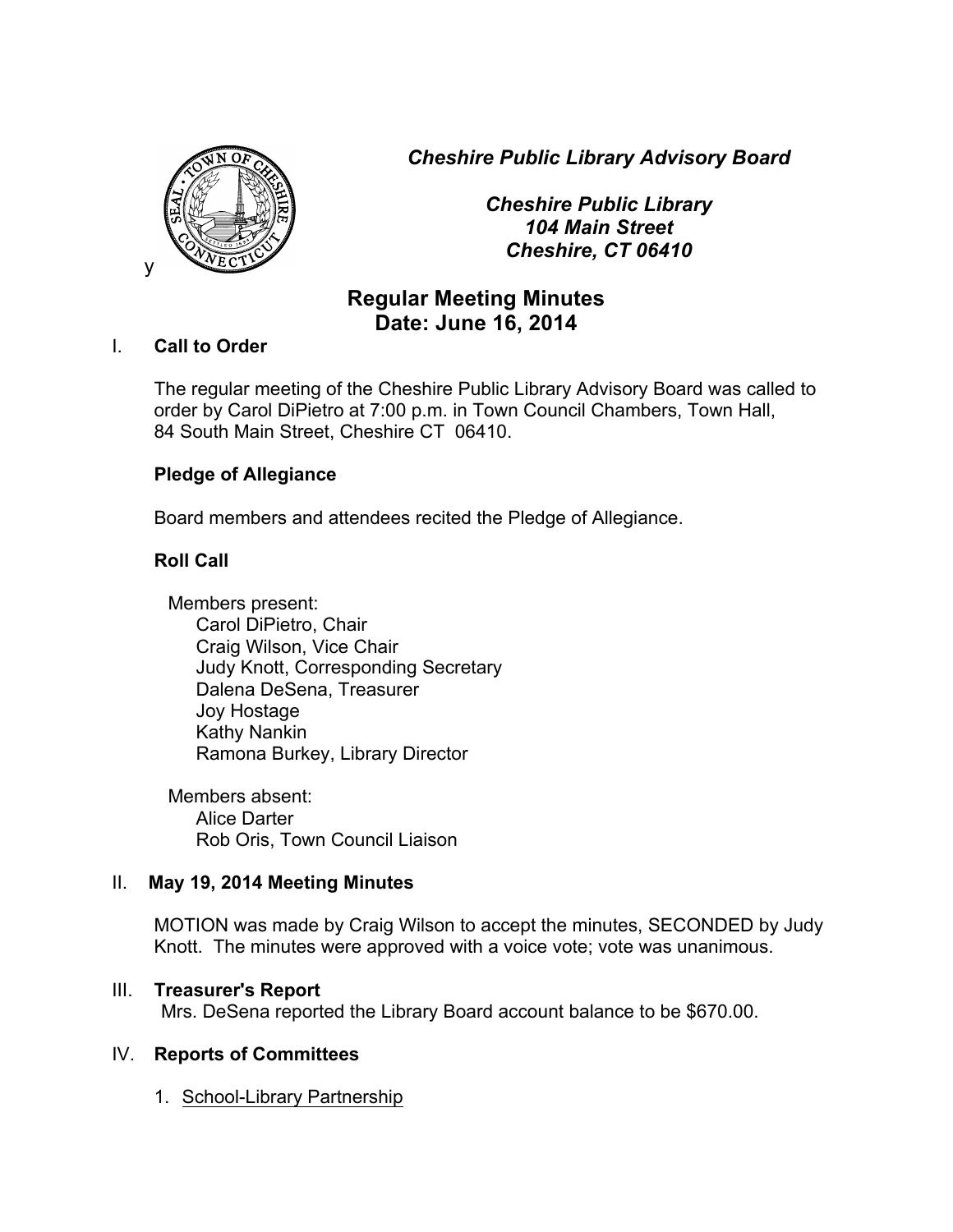*Cheshire Public Library Advisory Board*

*Cheshire Public Library*
*104 Main Street*
*Cheshire, CT 06410*

y

# Regular Meeting Minutes
## Date: June 16, 2014

I. **Call to Order**

The regular meeting of the Cheshire Public Library Advisory Board was called to order by Carol DiPietro at 7:00 p.m. in Town Council Chambers, Town Hall, 84 South Main Street, Cheshire CT 06410.

**Pledge of Allegiance**

Board members and attendees recited the Pledge of Allegiance.

**Roll Call**

Members present:
- Carol DiPietro, Chair
- Craig Wilson, Vice Chair
- Judy Knott, Corresponding Secretary
- Dalena DeSena, Treasurer
- Joy Hostage
- Kathy Nankin
- Ramona Burkey, Library Director

Members absent:
- Alice Darter
- Rob Oris, Town Council Liaison

II. **May 19, 2014 Meeting Minutes**

MOTION was made by Craig Wilson to accept the minutes, SECONDED by Judy Knott. The minutes were approved with a voice vote; vote was unanimous.

III. **Treasurer's Report**

Mrs. DeSena reported the Library Board account balance to be $670.00.

IV. **Reports of Committees**

1. <u>School-Library Partnership</u>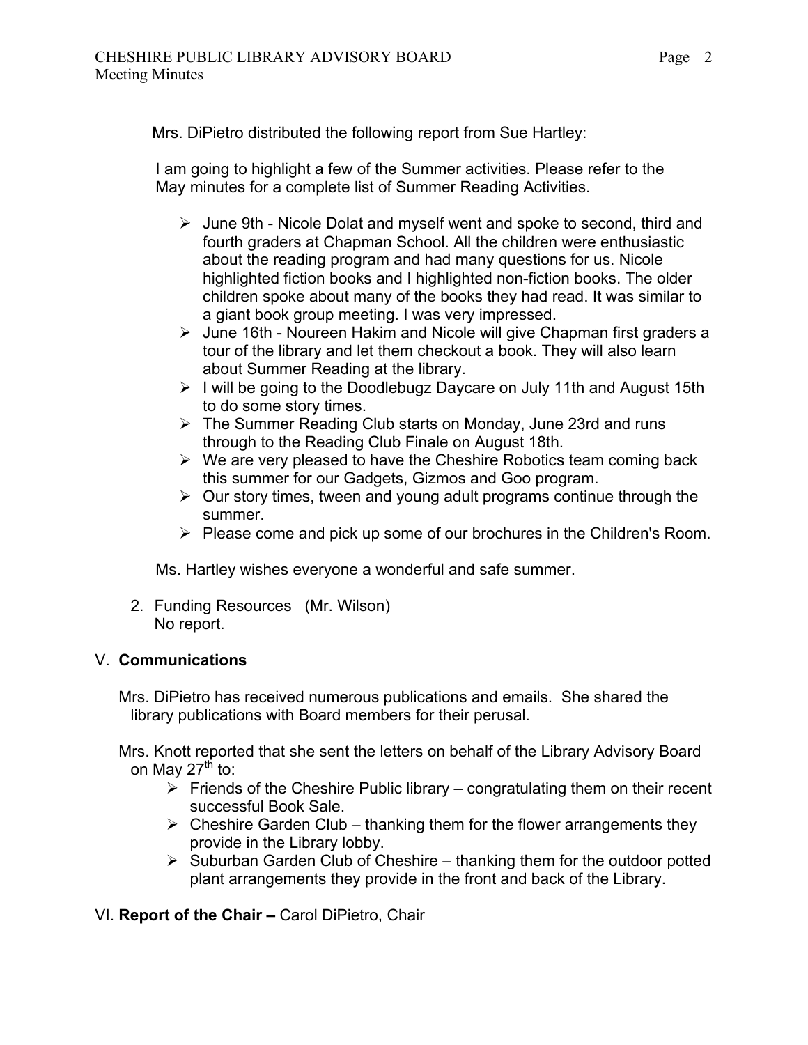Mrs. DiPietro distributed the following report from Sue Hartley:

I am going to highlight a few of the Summer activities. Please refer to the May minutes for a complete list of Summer Reading Activities.

- June 9th - Nicole Dolat and myself went and spoke to second, third and fourth graders at Chapman School. All the children were enthusiastic about the reading program and had many questions for us. Nicole highlighted fiction books and I highlighted non-fiction books. The older children spoke about many of the books they had read. It was similar to a giant book group meeting. I was very impressed.
- June 16th - Noureen Hakim and Nicole will give Chapman first graders a tour of the library and let them checkout a book. They will also learn about Summer Reading at the library.
- I will be going to the Doodlebugz Daycare on July 11th and August 15th to do some story times.
- The Summer Reading Club starts on Monday, June 23rd and runs through to the Reading Club Finale on August 18th.
- We are very pleased to have the Cheshire Robotics team coming back this summer for our Gadgets, Gizmos and Goo program.
- Our story times, tween and young adult programs continue through the summer.
- Please come and pick up some of our brochures in the Children's Room.

Ms. Hartley wishes everyone a wonderful and safe summer.

2. Funding Resources (Mr. Wilson)
   No report.

## V. **Communications**

Mrs. DiPietro has received numerous publications and emails. She shared the library publications with Board members for their perusal.

Mrs. Knott reported that she sent the letters on behalf of the Library Advisory Board on May 27th to:

- Friends of the Cheshire Public library – congratulating them on their recent successful Book Sale.
- Cheshire Garden Club – thanking them for the flower arrangements they provide in the Library lobby.
- Suburban Garden Club of Cheshire – thanking them for the outdoor potted plant arrangements they provide in the front and back of the Library.

## VI. **Report of the Chair –** Carol DiPietro, Chair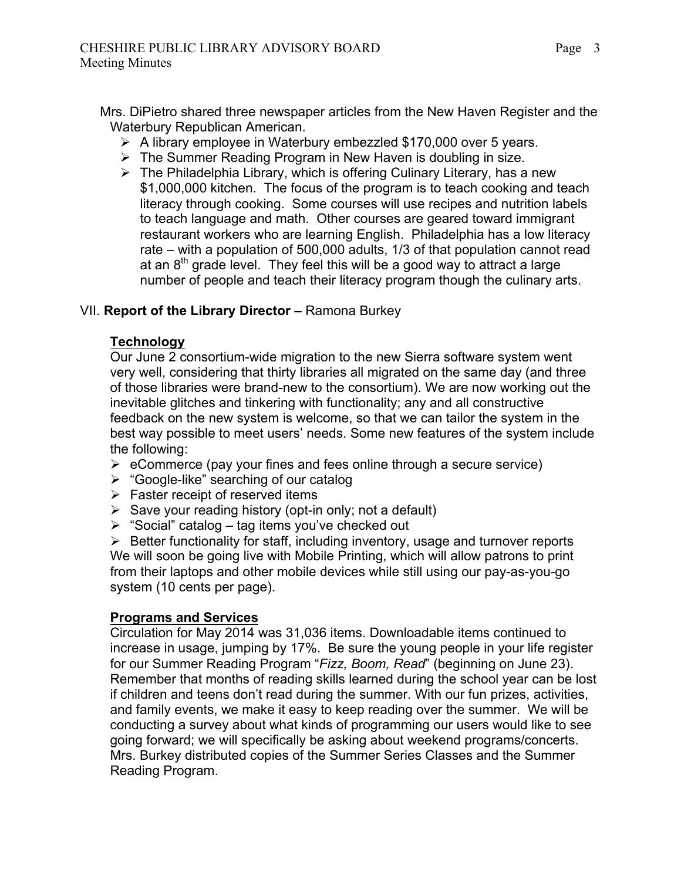Mrs. DiPietro shared three newspaper articles from the New Haven Register and the Waterbury Republican American.

- A library employee in Waterbury embezzled $170,000 over 5 years.
- The Summer Reading Program in New Haven is doubling in size.
- The Philadelphia Library, which is offering Culinary Literary, has a new $1,000,000 kitchen. The focus of the program is to teach cooking and teach literacy through cooking. Some courses will use recipes and nutrition labels to teach language and math. Other courses are geared toward immigrant restaurant workers who are learning English. Philadelphia has a low literacy rate – with a population of 500,000 adults, 1/3 of that population cannot read at an 8th grade level. They feel this will be a good way to attract a large number of people and teach their literacy program though the culinary arts.

VII. **Report of the Library Director –** Ramona Burkey

**Technology**

Our June 2 consortium-wide migration to the new Sierra software system went very well, considering that thirty libraries all migrated on the same day (and three of those libraries were brand-new to the consortium). We are now working out the inevitable glitches and tinkering with functionality; any and all constructive feedback on the new system is welcome, so that we can tailor the system in the best way possible to meet users' needs. Some new features of the system include the following:

- eCommerce (pay your fines and fees online through a secure service)
- "Google-like" searching of our catalog
- Faster receipt of reserved items
- Save your reading history (opt-in only; not a default)
- "Social" catalog – tag items you've checked out
- Better functionality for staff, including inventory, usage and turnover reports

We will soon be going live with Mobile Printing, which will allow patrons to print from their laptops and other mobile devices while still using our pay-as-you-go system (10 cents per page).

**Programs and Services**

Circulation for May 2014 was 31,036 items. Downloadable items continued to increase in usage, jumping by 17%. Be sure the young people in your life register for our Summer Reading Program "*Fizz, Boom, Read*" (beginning on June 23). Remember that months of reading skills learned during the school year can be lost if children and teens don't read during the summer. With our fun prizes, activities, and family events, we make it easy to keep reading over the summer. We will be conducting a survey about what kinds of programming our users would like to see going forward; we will specifically be asking about weekend programs/concerts. Mrs. Burkey distributed copies of the Summer Series Classes and the Summer Reading Program.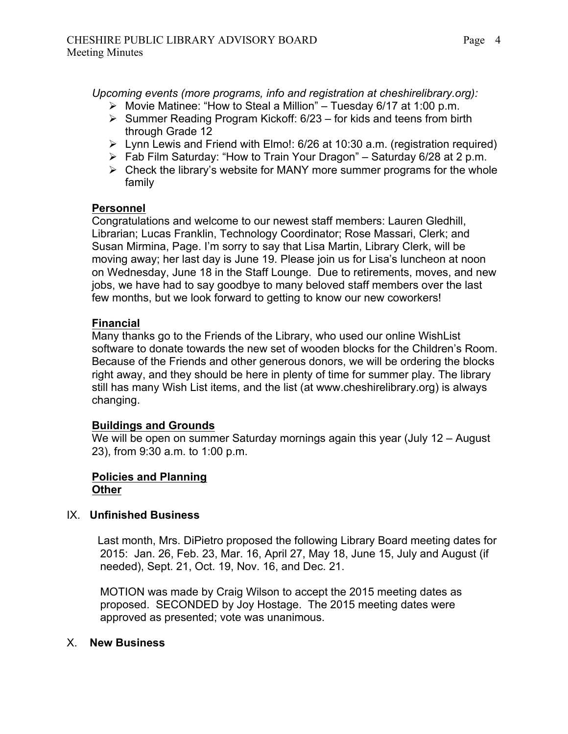*Upcoming events (more programs, info and registration at cheshirelibrary.org):*

- Movie Matinee: "How to Steal a Million" – Tuesday 6/17 at 1:00 p.m.
- Summer Reading Program Kickoff: 6/23 – for kids and teens from birth through Grade 12
- Lynn Lewis and Friend with Elmo!: 6/26 at 10:30 a.m. (registration required)
- Fab Film Saturday: "How to Train Your Dragon" – Saturday 6/28 at 2 p.m.
- Check the library's website for MANY more summer programs for the whole family

**Personnel**

Congratulations and welcome to our newest staff members: Lauren Gledhill, Librarian; Lucas Franklin, Technology Coordinator; Rose Massari, Clerk; and Susan Mirmina, Page. I'm sorry to say that Lisa Martin, Library Clerk, will be moving away; her last day is June 19. Please join us for Lisa's luncheon at noon on Wednesday, June 18 in the Staff Lounge. Due to retirements, moves, and new jobs, we have had to say goodbye to many beloved staff members over the last few months, but we look forward to getting to know our new coworkers!

**Financial**

Many thanks go to the Friends of the Library, who used our online WishList software to donate towards the new set of wooden blocks for the Children's Room. Because of the Friends and other generous donors, we will be ordering the blocks right away, and they should be here in plenty of time for summer play. The library still has many Wish List items, and the list (at www.cheshirelibrary.org) is always changing.

**Buildings and Grounds**

We will be open on summer Saturday mornings again this year (July 12 – August 23), from 9:30 a.m. to 1:00 p.m.

**Policies and Planning**

**Other**

## IX. Unfinished Business

Last month, Mrs. DiPietro proposed the following Library Board meeting dates for 2015: Jan. 26, Feb. 23, Mar. 16, April 27, May 18, June 15, July and August (if needed), Sept. 21, Oct. 19, Nov. 16, and Dec. 21.

MOTION was made by Craig Wilson to accept the 2015 meeting dates as proposed. SECONDED by Joy Hostage. The 2015 meeting dates were approved as presented; vote was unanimous.

## X. New Business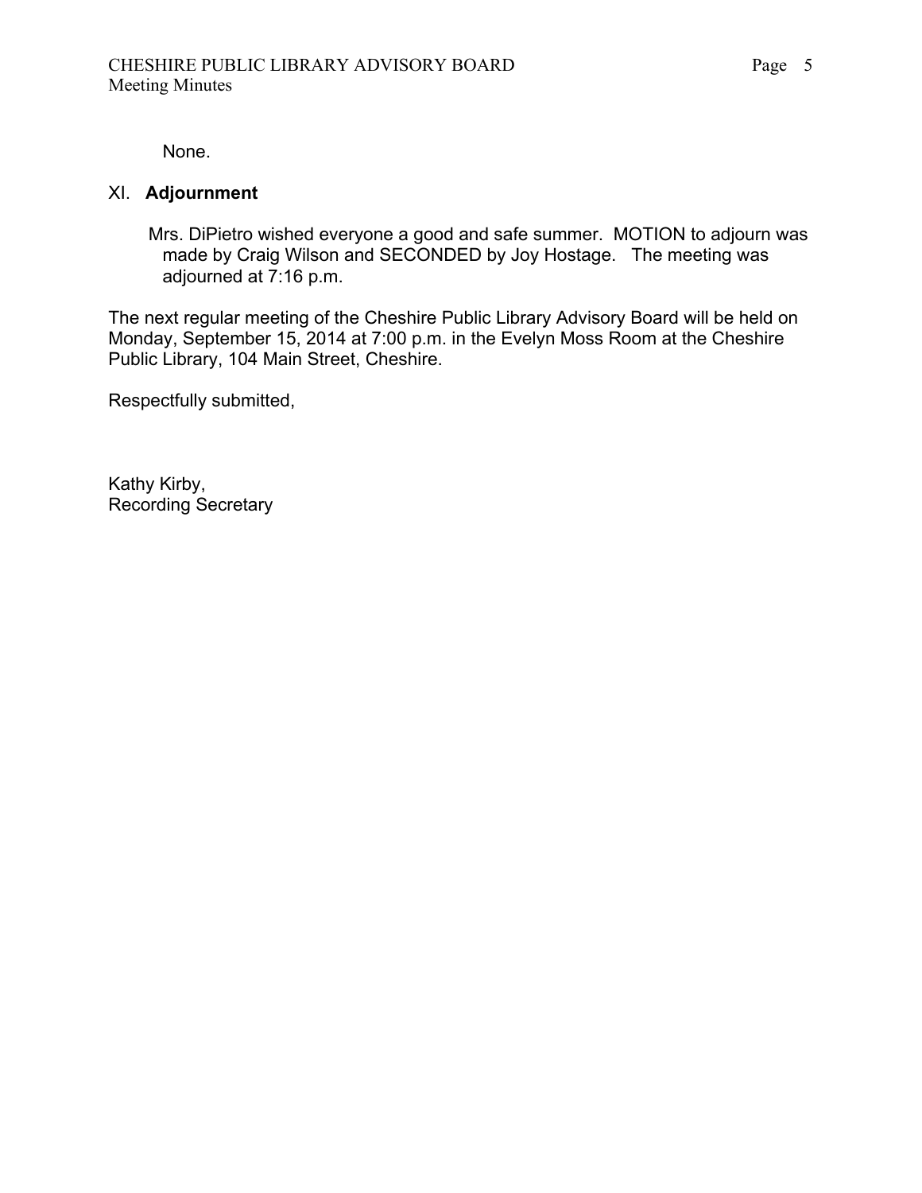None.

## XI. **Adjournment**

Mrs. DiPietro wished everyone a good and safe summer. MOTION to adjourn was made by Craig Wilson and SECONDED by Joy Hostage. The meeting was adjourned at 7:16 p.m.

The next regular meeting of the Cheshire Public Library Advisory Board will be held on Monday, September 15, 2014 at 7:00 p.m. in the Evelyn Moss Room at the Cheshire Public Library, 104 Main Street, Cheshire.

Respectfully submitted,

Kathy Kirby,
Recording Secretary